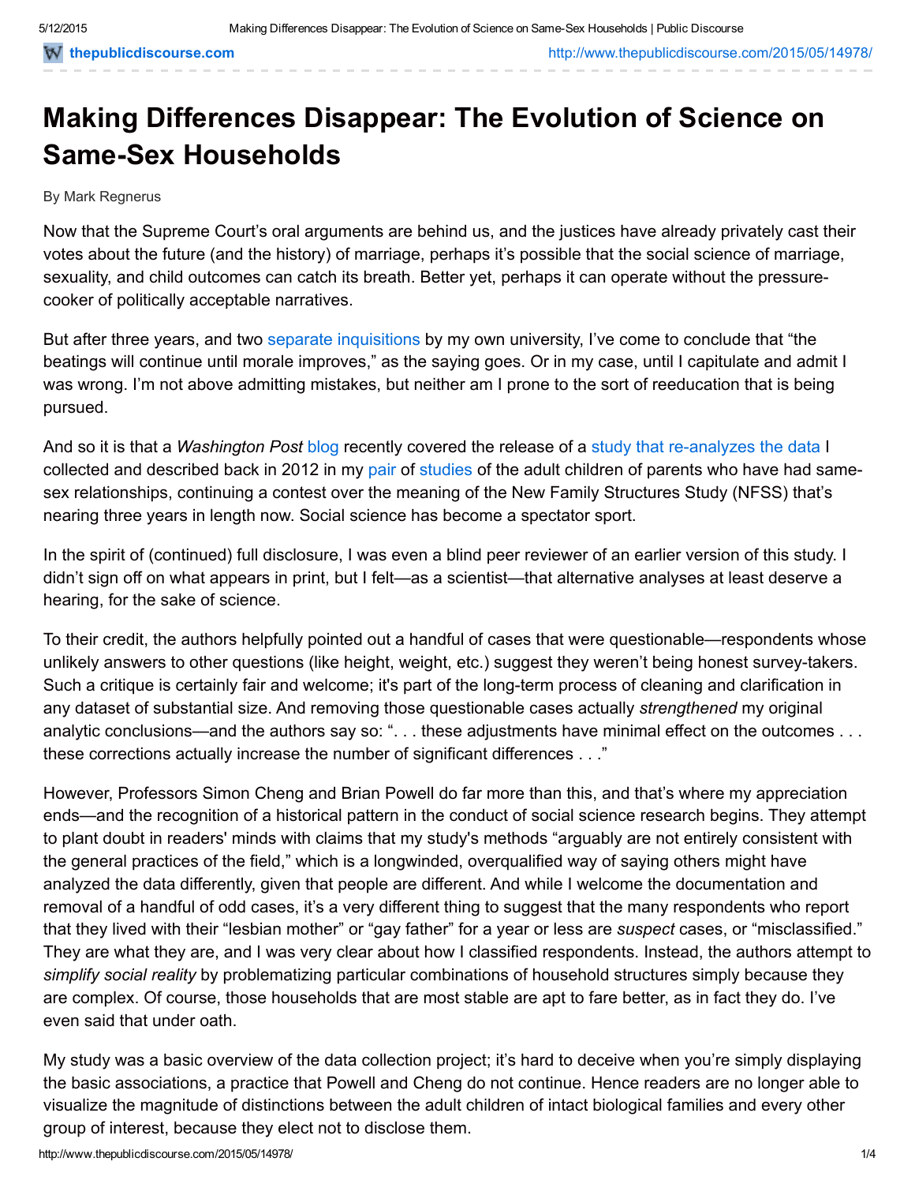# Making Differences Disappear: The Evolution of Science on Same-Sex Households

By Mark Regnerus

Now that the Supreme Court's oral arguments are behind us, and the justices have already privately cast their votes about the future (and the history) of marriage, perhaps it's possible that the social science of marriage, sexuality, and child outcomes can catch its breath. Better yet, perhaps it can operate without the pressure-cooker of politically acceptable narratives.

But after three years, and two separate inquisitions by my own university, I've come to conclude that "the beatings will continue until morale improves," as the saying goes. Or in my case, until I capitulate and admit I was wrong. I'm not above admitting mistakes, but neither am I prone to the sort of reeducation that is being pursued.

And so it is that a *Washington Post* blog recently covered the release of a study that re-analyzes the data I collected and described back in 2012 in my pair of studies of the adult children of parents who have had same-sex relationships, continuing a contest over the meaning of the New Family Structures Study (NFSS) that's nearing three years in length now. Social science has become a spectator sport.

In the spirit of (continued) full disclosure, I was even a blind peer reviewer of an earlier version of this study. I didn't sign off on what appears in print, but I felt—as a scientist—that alternative analyses at least deserve a hearing, for the sake of science.

To their credit, the authors helpfully pointed out a handful of cases that were questionable—respondents whose unlikely answers to other questions (like height, weight, etc.) suggest they weren't being honest survey-takers. Such a critique is certainly fair and welcome; it's part of the long-term process of cleaning and clarification in any dataset of substantial size. And removing those questionable cases actually *strengthened* my original analytic conclusions—and the authors say so: ". . . these adjustments have minimal effect on the outcomes . . . these corrections actually increase the number of significant differences . . ."

However, Professors Simon Cheng and Brian Powell do far more than this, and that's where my appreciation ends—and the recognition of a historical pattern in the conduct of social science research begins. They attempt to plant doubt in readers' minds with claims that my study's methods "arguably are not entirely consistent with the general practices of the field," which is a longwinded, overqualified way of saying others might have analyzed the data differently, given that people are different. And while I welcome the documentation and removal of a handful of odd cases, it's a very different thing to suggest that the many respondents who report that they lived with their "lesbian mother" or "gay father" for a year or less are *suspect* cases, or "misclassified." They are what they are, and I was very clear about how I classified respondents. Instead, the authors attempt to *simplify social reality* by problematizing particular combinations of household structures simply because they are complex. Of course, those households that are most stable are apt to fare better, as in fact they do. I've even said that under oath.

My study was a basic overview of the data collection project; it's hard to deceive when you're simply displaying the basic associations, a practice that Powell and Cheng do not continue. Hence readers are no longer able to visualize the magnitude of distinctions between the adult children of intact biological families and every other group of interest, because they elect not to disclose them.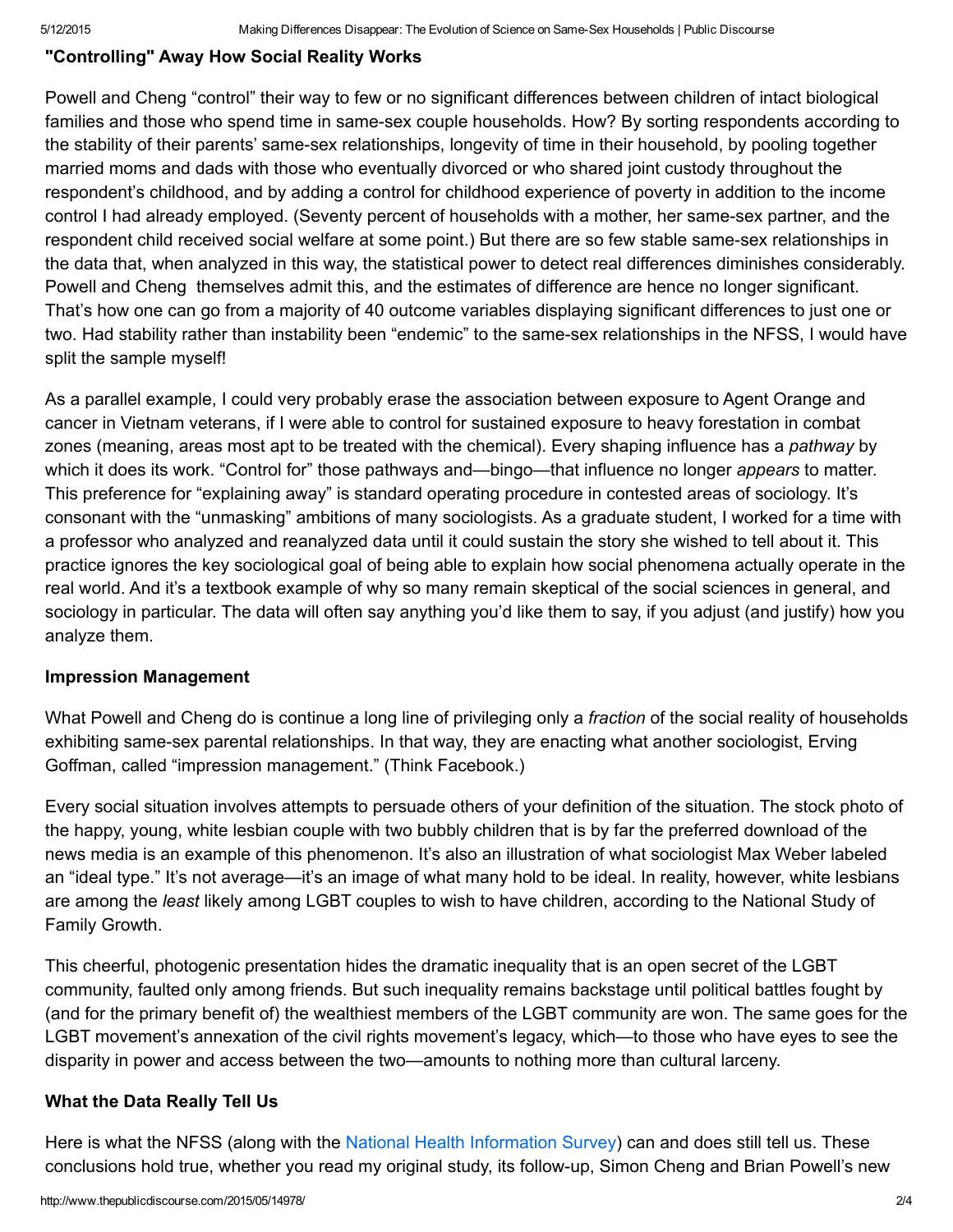### "Controlling" Away How Social Reality Works

Powell and Cheng "control" their way to few or no significant differences between children of intact biological families and those who spend time in same-sex couple households. How? By sorting respondents according to the stability of their parents' same-sex relationships, longevity of time in their household, by pooling together married moms and dads with those who eventually divorced or who shared joint custody throughout the respondent's childhood, and by adding a control for childhood experience of poverty in addition to the income control I had already employed. (Seventy percent of households with a mother, her same-sex partner, and the respondent child received social welfare at some point.) But there are so few stable same-sex relationships in the data that, when analyzed in this way, the statistical power to detect real differences diminishes considerably. Powell and Cheng themselves admit this, and the estimates of difference are hence no longer significant. That's how one can go from a majority of 40 outcome variables displaying significant differences to just one or two. Had stability rather than instability been "endemic" to the same-sex relationships in the NFSS, I would have split the sample myself!

As a parallel example, I could very probably erase the association between exposure to Agent Orange and cancer in Vietnam veterans, if I were able to control for sustained exposure to heavy forestation in combat zones (meaning, areas most apt to be treated with the chemical). Every shaping influence has a *pathway* by which it does its work. "Control for" those pathways and—bingo—that influence no longer *appears* to matter. This preference for "explaining away" is standard operating procedure in contested areas of sociology. It's consonant with the "unmasking" ambitions of many sociologists. As a graduate student, I worked for a time with a professor who analyzed and reanalyzed data until it could sustain the story she wished to tell about it. This practice ignores the key sociological goal of being able to explain how social phenomena actually operate in the real world. And it's a textbook example of why so many remain skeptical of the social sciences in general, and sociology in particular. The data will often say anything you'd like them to say, if you adjust (and justify) how you analyze them.

### Impression Management

What Powell and Cheng do is continue a long line of privileging only a *fraction* of the social reality of households exhibiting same-sex parental relationships. In that way, they are enacting what another sociologist, Erving Goffman, called "impression management." (Think Facebook.)

Every social situation involves attempts to persuade others of your definition of the situation. The stock photo of the happy, young, white lesbian couple with two bubbly children that is by far the preferred download of the news media is an example of this phenomenon. It's also an illustration of what sociologist Max Weber labeled an "ideal type." It's not average—it's an image of what many hold to be ideal. In reality, however, white lesbians are among the *least* likely among LGBT couples to wish to have children, according to the National Study of Family Growth.

This cheerful, photogenic presentation hides the dramatic inequality that is an open secret of the LGBT community, faulted only among friends. But such inequality remains backstage until political battles fought by (and for the primary benefit of) the wealthiest members of the LGBT community are won. The same goes for the LGBT movement's annexation of the civil rights movement's legacy, which—to those who have eyes to see the disparity in power and access between the two—amounts to nothing more than cultural larceny.

### What the Data Really Tell Us

Here is what the NFSS (along with the National Health Information Survey) can and does still tell us. These conclusions hold true, whether you read my original study, its follow-up, Simon Cheng and Brian Powell's new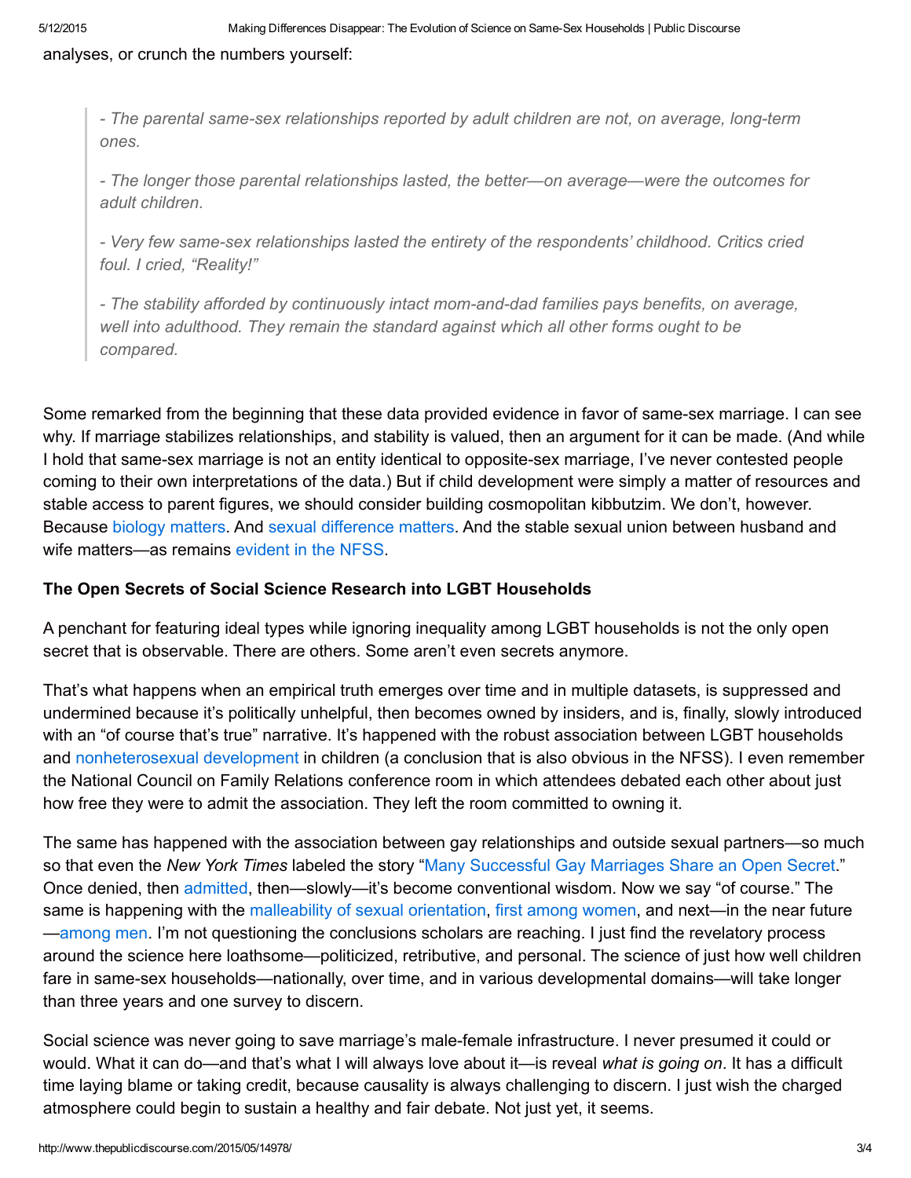analyses, or crunch the numbers yourself:

> *- The parental same-sex relationships reported by adult children are not, on average, long-term ones.*
>
> *- The longer those parental relationships lasted, the better—on average—were the outcomes for adult children.*
>
> *- Very few same-sex relationships lasted the entirety of the respondents' childhood. Critics cried foul. I cried, "Reality!"*
>
> *- The stability afforded by continuously intact mom-and-dad families pays benefits, on average, well into adulthood. They remain the standard against which all other forms ought to be compared.*

Some remarked from the beginning that these data provided evidence in favor of same-sex marriage. I can see why. If marriage stabilizes relationships, and stability is valued, then an argument for it can be made. (And while I hold that same-sex marriage is not an entity identical to opposite-sex marriage, I've never contested people coming to their own interpretations of the data.) But if child development were simply a matter of resources and stable access to parent figures, we should consider building cosmopolitan kibbutzim. We don't, however. Because biology matters. And sexual difference matters. And the stable sexual union between husband and wife matters—as remains evident in the NFSS.

**The Open Secrets of Social Science Research into LGBT Households**

A penchant for featuring ideal types while ignoring inequality among LGBT households is not the only open secret that is observable. There are others. Some aren't even secrets anymore.

That's what happens when an empirical truth emerges over time and in multiple datasets, is suppressed and undermined because it's politically unhelpful, then becomes owned by insiders, and is, finally, slowly introduced with an "of course that's true" narrative. It's happened with the robust association between LGBT households and nonheterosexual development in children (a conclusion that is also obvious in the NFSS). I even remember the National Council on Family Relations conference room in which attendees debated each other about just how free they were to admit the association. They left the room committed to owning it.

The same has happened with the association between gay relationships and outside sexual partners—so much so that even the *New York Times* labeled the story "Many Successful Gay Marriages Share an Open Secret." Once denied, then admitted, then—slowly—it's become conventional wisdom. Now we say "of course." The same is happening with the malleability of sexual orientation, first among women, and next—in the near future—among men. I'm not questioning the conclusions scholars are reaching. I just find the revelatory process around the science here loathsome—politicized, retributive, and personal. The science of just how well children fare in same-sex households—nationally, over time, and in various developmental domains—will take longer than three years and one survey to discern.

Social science was never going to save marriage's male-female infrastructure. I never presumed it could or would. What it can do—and that's what I will always love about it—is reveal *what is going on*. It has a difficult time laying blame or taking credit, because causality is always challenging to discern. I just wish the charged atmosphere could begin to sustain a healthy and fair debate. Not just yet, it seems.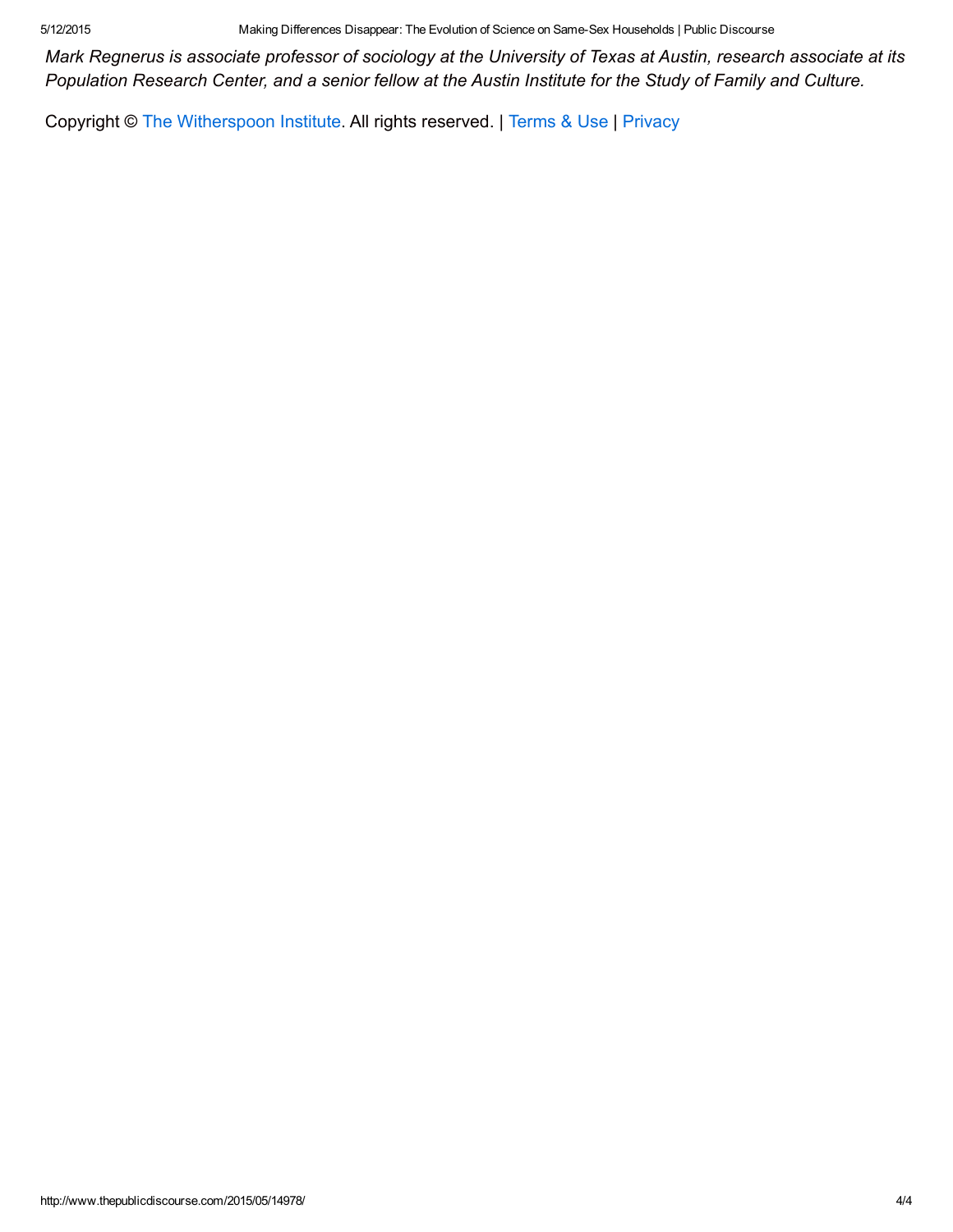*Mark Regnerus is associate professor of sociology at the University of Texas at Austin, research associate at its Population Research Center, and a senior fellow at the Austin Institute for the Study of Family and Culture.*

Copyright © The Witherspoon Institute. All rights reserved. | Terms & Use | Privacy